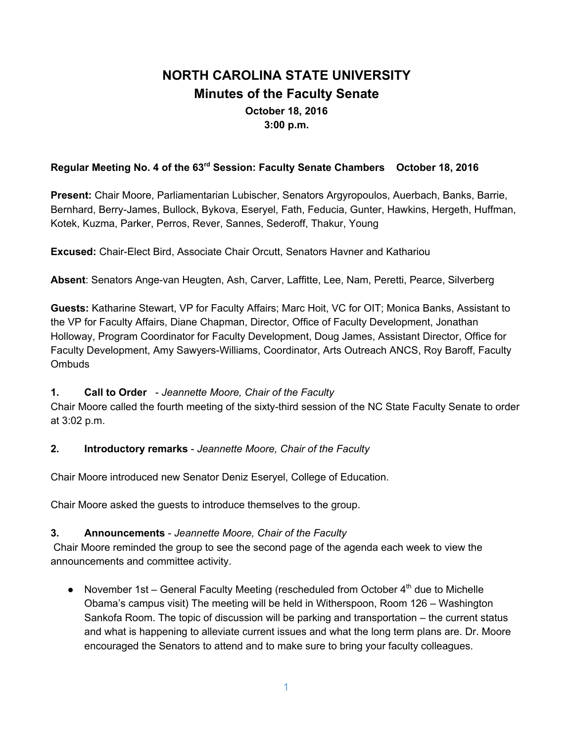# NORTH CAROLINA STATE UNIVERSITY

## Minutes of the Faculty Senate

**October 18, 2016**
**3:00 p.m.**

**Regular Meeting No. 4 of the 63rd Session: Faculty Senate Chambers October 18, 2016**

**Present:** Chair Moore, Parliamentarian Lubischer, Senators Argyropoulos, Auerbach, Banks, Barrie, Bernhard, Berry-James, Bullock, Bykova, Eseryel, Fath, Feducia, Gunter, Hawkins, Hergeth, Huffman, Kotek, Kuzma, Parker, Perros, Rever, Sannes, Sederoff, Thakur, Young

**Excused:** Chair-Elect Bird, Associate Chair Orcutt, Senators Havner and Kathariou

**Absent**: Senators Ange-van Heugten, Ash, Carver, Laffitte, Lee, Nam, Peretti, Pearce, Silverberg

**Guests:** Katharine Stewart, VP for Faculty Affairs; Marc Hoit, VC for OIT; Monica Banks, Assistant to the VP for Faculty Affairs, Diane Chapman, Director, Office of Faculty Development, Jonathan Holloway, Program Coordinator for Faculty Development, Doug James, Assistant Director, Office for Faculty Development, Amy Sawyers-Williams, Coordinator, Arts Outreach ANCS, Roy Baroff, Faculty Ombuds

**1. Call to Order** - *Jeannette Moore, Chair of the Faculty*

Chair Moore called the fourth meeting of the sixty-third session of the NC State Faculty Senate to order at 3:02 p.m.

**2. Introductory remarks** - *Jeannette Moore, Chair of the Faculty*

Chair Moore introduced new Senator Deniz Eseryel, College of Education.

Chair Moore asked the guests to introduce themselves to the group.

**3. Announcements** - *Jeannette Moore, Chair of the Faculty*

Chair Moore reminded the group to see the second page of the agenda each week to view the announcements and committee activity.

- November 1st – General Faculty Meeting (rescheduled from October 4th due to Michelle Obama's campus visit) The meeting will be held in Witherspoon, Room 126 – Washington Sankofa Room. The topic of discussion will be parking and transportation – the current status and what is happening to alleviate current issues and what the long term plans are. Dr. Moore encouraged the Senators to attend and to make sure to bring your faculty colleagues.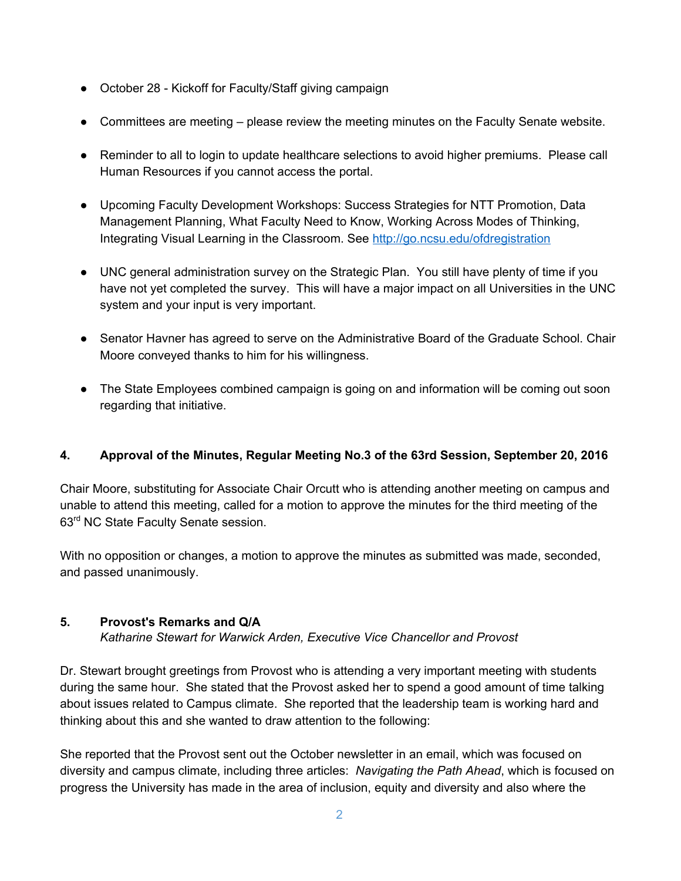- October 28 - Kickoff for Faculty/Staff giving campaign

- Committees are meeting – please review the meeting minutes on the Faculty Senate website.

- Reminder to all to login to update healthcare selections to avoid higher premiums. Please call Human Resources if you cannot access the portal.

- Upcoming Faculty Development Workshops: Success Strategies for NTT Promotion, Data Management Planning, What Faculty Need to Know, Working Across Modes of Thinking, Integrating Visual Learning in the Classroom. See [http://go.ncsu.edu/ofdregistration](http://go.ncsu.edu/ofdregistration)

- UNC general administration survey on the Strategic Plan. You still have plenty of time if you have not yet completed the survey. This will have a major impact on all Universities in the UNC system and your input is very important.

- Senator Havner has agreed to serve on the Administrative Board of the Graduate School. Chair Moore conveyed thanks to him for his willingness.

- The State Employees combined campaign is going on and information will be coming out soon regarding that initiative.

## 4. Approval of the Minutes, Regular Meeting No.3 of the 63rd Session, September 20, 2016

Chair Moore, substituting for Associate Chair Orcutt who is attending another meeting on campus and unable to attend this meeting, called for a motion to approve the minutes for the third meeting of the 63rd NC State Faculty Senate session.

With no opposition or changes, a motion to approve the minutes as submitted was made, seconded, and passed unanimously.

## 5. Provost's Remarks and Q/A

*Katharine Stewart for Warwick Arden, Executive Vice Chancellor and Provost*

Dr. Stewart brought greetings from Provost who is attending a very important meeting with students during the same hour. She stated that the Provost asked her to spend a good amount of time talking about issues related to Campus climate. She reported that the leadership team is working hard and thinking about this and she wanted to draw attention to the following:

She reported that the Provost sent out the October newsletter in an email, which was focused on diversity and campus climate, including three articles: *Navigating the Path Ahead*, which is focused on progress the University has made in the area of inclusion, equity and diversity and also where the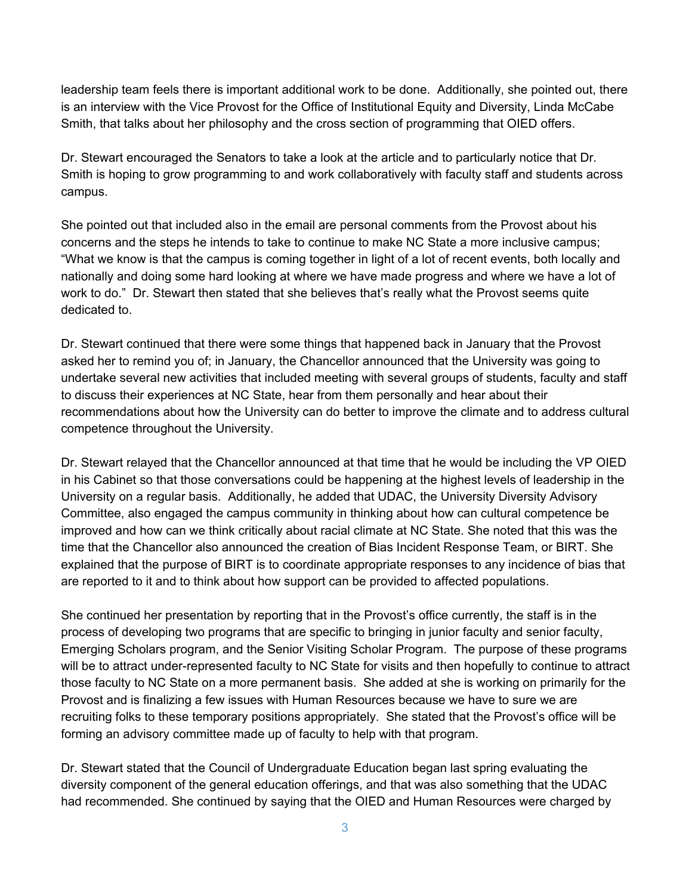leadership team feels there is important additional work to be done. Additionally, she pointed out, there is an interview with the Vice Provost for the Office of Institutional Equity and Diversity, Linda McCabe Smith, that talks about her philosophy and the cross section of programming that OIED offers.

Dr. Stewart encouraged the Senators to take a look at the article and to particularly notice that Dr. Smith is hoping to grow programming to and work collaboratively with faculty staff and students across campus.

She pointed out that included also in the email are personal comments from the Provost about his concerns and the steps he intends to take to continue to make NC State a more inclusive campus; "What we know is that the campus is coming together in light of a lot of recent events, both locally and nationally and doing some hard looking at where we have made progress and where we have a lot of work to do." Dr. Stewart then stated that she believes that's really what the Provost seems quite dedicated to.

Dr. Stewart continued that there were some things that happened back in January that the Provost asked her to remind you of; in January, the Chancellor announced that the University was going to undertake several new activities that included meeting with several groups of students, faculty and staff to discuss their experiences at NC State, hear from them personally and hear about their recommendations about how the University can do better to improve the climate and to address cultural competence throughout the University.

Dr. Stewart relayed that the Chancellor announced at that time that he would be including the VP OIED in his Cabinet so that those conversations could be happening at the highest levels of leadership in the University on a regular basis. Additionally, he added that UDAC, the University Diversity Advisory Committee, also engaged the campus community in thinking about how can cultural competence be improved and how can we think critically about racial climate at NC State. She noted that this was the time that the Chancellor also announced the creation of Bias Incident Response Team, or BIRT. She explained that the purpose of BIRT is to coordinate appropriate responses to any incidence of bias that are reported to it and to think about how support can be provided to affected populations.

She continued her presentation by reporting that in the Provost's office currently, the staff is in the process of developing two programs that are specific to bringing in junior faculty and senior faculty, Emerging Scholars program, and the Senior Visiting Scholar Program. The purpose of these programs will be to attract under-represented faculty to NC State for visits and then hopefully to continue to attract those faculty to NC State on a more permanent basis. She added at she is working on primarily for the Provost and is finalizing a few issues with Human Resources because we have to sure we are recruiting folks to these temporary positions appropriately. She stated that the Provost's office will be forming an advisory committee made up of faculty to help with that program.

Dr. Stewart stated that the Council of Undergraduate Education began last spring evaluating the diversity component of the general education offerings, and that was also something that the UDAC had recommended. She continued by saying that the OIED and Human Resources were charged by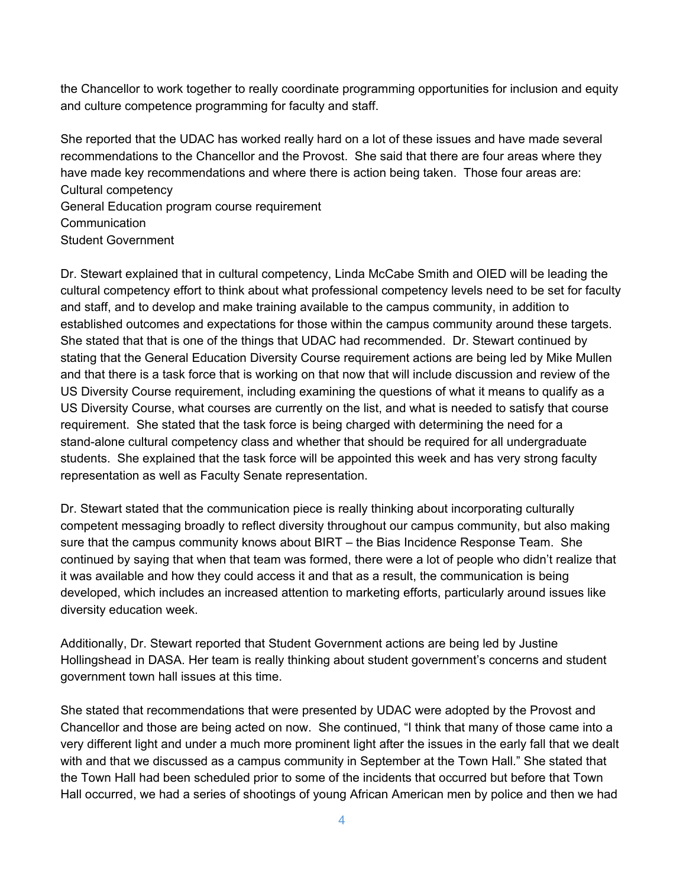the Chancellor to work together to really coordinate programming opportunities for inclusion and equity and culture competence programming for faculty and staff.

She reported that the UDAC has worked really hard on a lot of these issues and have made several recommendations to the Chancellor and the Provost. She said that there are four areas where they have made key recommendations and where there is action being taken. Those four areas are:
Cultural competency
General Education program course requirement
Communication
Student Government

Dr. Stewart explained that in cultural competency, Linda McCabe Smith and OIED will be leading the cultural competency effort to think about what professional competency levels need to be set for faculty and staff, and to develop and make training available to the campus community, in addition to established outcomes and expectations for those within the campus community around these targets. She stated that that is one of the things that UDAC had recommended. Dr. Stewart continued by stating that the General Education Diversity Course requirement actions are being led by Mike Mullen and that there is a task force that is working on that now that will include discussion and review of the US Diversity Course requirement, including examining the questions of what it means to qualify as a US Diversity Course, what courses are currently on the list, and what is needed to satisfy that course requirement. She stated that the task force is being charged with determining the need for a stand-alone cultural competency class and whether that should be required for all undergraduate students. She explained that the task force will be appointed this week and has very strong faculty representation as well as Faculty Senate representation.

Dr. Stewart stated that the communication piece is really thinking about incorporating culturally competent messaging broadly to reflect diversity throughout our campus community, but also making sure that the campus community knows about BIRT – the Bias Incidence Response Team. She continued by saying that when that team was formed, there were a lot of people who didn't realize that it was available and how they could access it and that as a result, the communication is being developed, which includes an increased attention to marketing efforts, particularly around issues like diversity education week.

Additionally, Dr. Stewart reported that Student Government actions are being led by Justine Hollingshead in DASA. Her team is really thinking about student government's concerns and student government town hall issues at this time.

She stated that recommendations that were presented by UDAC were adopted by the Provost and Chancellor and those are being acted on now. She continued, "I think that many of those came into a very different light and under a much more prominent light after the issues in the early fall that we dealt with and that we discussed as a campus community in September at the Town Hall." She stated that the Town Hall had been scheduled prior to some of the incidents that occurred but before that Town Hall occurred, we had a series of shootings of young African American men by police and then we had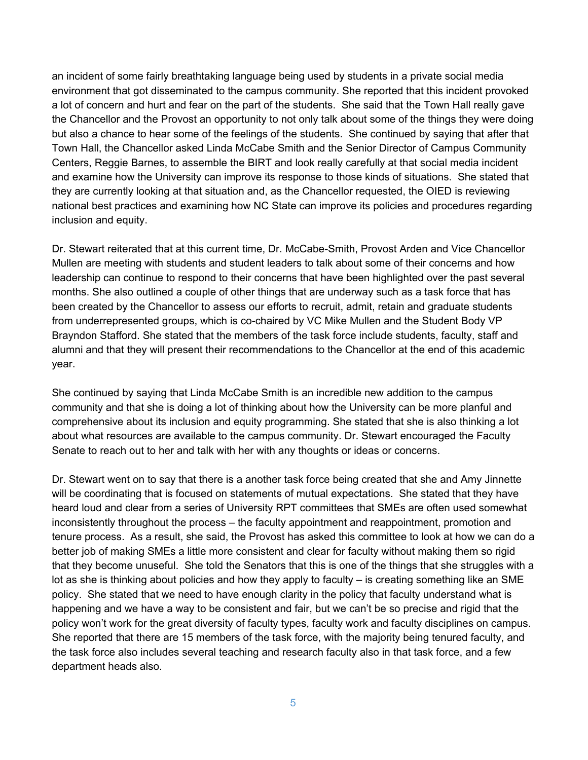an incident of some fairly breathtaking language being used by students in a private social media environment that got disseminated to the campus community. She reported that this incident provoked a lot of concern and hurt and fear on the part of the students. She said that the Town Hall really gave the Chancellor and the Provost an opportunity to not only talk about some of the things they were doing but also a chance to hear some of the feelings of the students. She continued by saying that after that Town Hall, the Chancellor asked Linda McCabe Smith and the Senior Director of Campus Community Centers, Reggie Barnes, to assemble the BIRT and look really carefully at that social media incident and examine how the University can improve its response to those kinds of situations. She stated that they are currently looking at that situation and, as the Chancellor requested, the OIED is reviewing national best practices and examining how NC State can improve its policies and procedures regarding inclusion and equity.

Dr. Stewart reiterated that at this current time, Dr. McCabe-Smith, Provost Arden and Vice Chancellor Mullen are meeting with students and student leaders to talk about some of their concerns and how leadership can continue to respond to their concerns that have been highlighted over the past several months. She also outlined a couple of other things that are underway such as a task force that has been created by the Chancellor to assess our efforts to recruit, admit, retain and graduate students from underrepresented groups, which is co-chaired by VC Mike Mullen and the Student Body VP Brayndon Stafford. She stated that the members of the task force include students, faculty, staff and alumni and that they will present their recommendations to the Chancellor at the end of this academic year.

She continued by saying that Linda McCabe Smith is an incredible new addition to the campus community and that she is doing a lot of thinking about how the University can be more planful and comprehensive about its inclusion and equity programming. She stated that she is also thinking a lot about what resources are available to the campus community. Dr. Stewart encouraged the Faculty Senate to reach out to her and talk with her with any thoughts or ideas or concerns.

Dr. Stewart went on to say that there is a another task force being created that she and Amy Jinnette will be coordinating that is focused on statements of mutual expectations. She stated that they have heard loud and clear from a series of University RPT committees that SMEs are often used somewhat inconsistently throughout the process – the faculty appointment and reappointment, promotion and tenure process. As a result, she said, the Provost has asked this committee to look at how we can do a better job of making SMEs a little more consistent and clear for faculty without making them so rigid that they become unuseful. She told the Senators that this is one of the things that she struggles with a lot as she is thinking about policies and how they apply to faculty – is creating something like an SME policy. She stated that we need to have enough clarity in the policy that faculty understand what is happening and we have a way to be consistent and fair, but we can't be so precise and rigid that the policy won't work for the great diversity of faculty types, faculty work and faculty disciplines on campus. She reported that there are 15 members of the task force, with the majority being tenured faculty, and the task force also includes several teaching and research faculty also in that task force, and a few department heads also.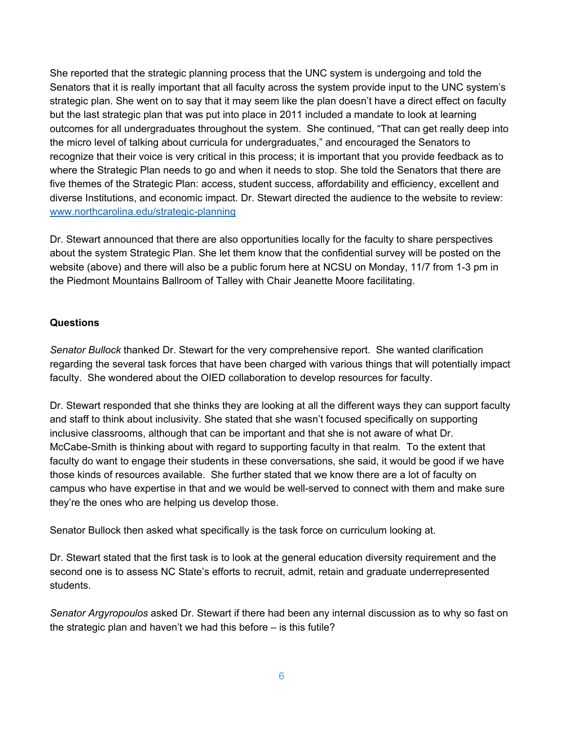She reported that the strategic planning process that the UNC system is undergoing and told the Senators that it is really important that all faculty across the system provide input to the UNC system's strategic plan. She went on to say that it may seem like the plan doesn't have a direct effect on faculty but the last strategic plan that was put into place in 2011 included a mandate to look at learning outcomes for all undergraduates throughout the system. She continued, "That can get really deep into the micro level of talking about curricula for undergraduates," and encouraged the Senators to recognize that their voice is very critical in this process; it is important that you provide feedback as to where the Strategic Plan needs to go and when it needs to stop. She told the Senators that there are five themes of the Strategic Plan: access, student success, affordability and efficiency, excellent and diverse Institutions, and economic impact. Dr. Stewart directed the audience to the website to review: [www.northcarolina.edu/strategic-planning](http://www.northcarolina.edu/strategic-planning)

Dr. Stewart announced that there are also opportunities locally for the faculty to share perspectives about the system Strategic Plan. She let them know that the confidential survey will be posted on the website (above) and there will also be a public forum here at NCSU on Monday, 11/7 from 1-3 pm in the Piedmont Mountains Ballroom of Talley with Chair Jeanette Moore facilitating.

**Questions**

*Senator Bullock* thanked Dr. Stewart for the very comprehensive report. She wanted clarification regarding the several task forces that have been charged with various things that will potentially impact faculty. She wondered about the OIED collaboration to develop resources for faculty.

Dr. Stewart responded that she thinks they are looking at all the different ways they can support faculty and staff to think about inclusivity. She stated that she wasn't focused specifically on supporting inclusive classrooms, although that can be important and that she is not aware of what Dr. McCabe-Smith is thinking about with regard to supporting faculty in that realm. To the extent that faculty do want to engage their students in these conversations, she said, it would be good if we have those kinds of resources available. She further stated that we know there are a lot of faculty on campus who have expertise in that and we would be well-served to connect with them and make sure they're the ones who are helping us develop those.

Senator Bullock then asked what specifically is the task force on curriculum looking at.

Dr. Stewart stated that the first task is to look at the general education diversity requirement and the second one is to assess NC State's efforts to recruit, admit, retain and graduate underrepresented students.

*Senator Argyropoulos* asked Dr. Stewart if there had been any internal discussion as to why so fast on the strategic plan and haven't we had this before – is this futile?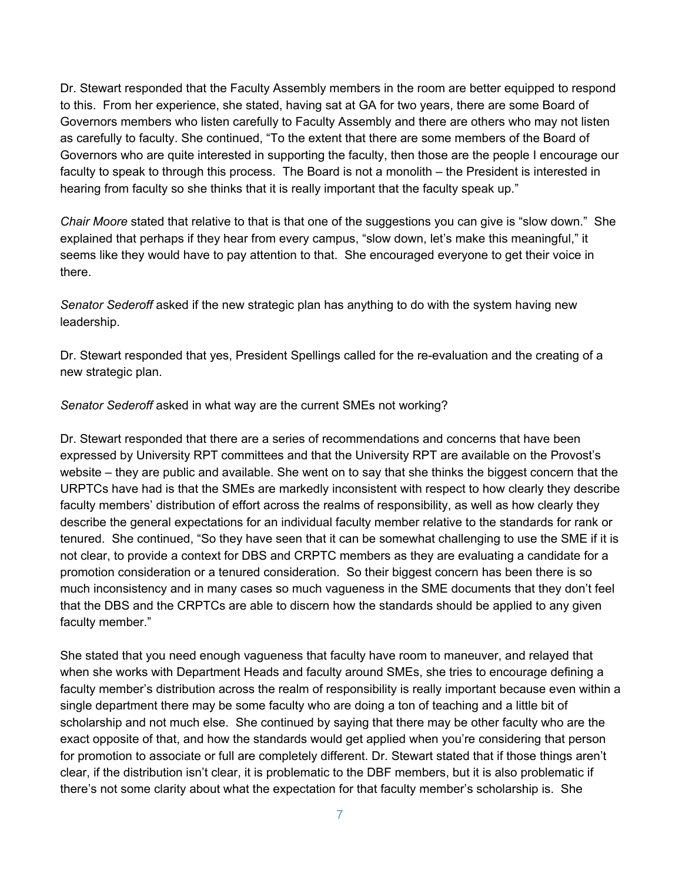Dr. Stewart responded that the Faculty Assembly members in the room are better equipped to respond to this. From her experience, she stated, having sat at GA for two years, there are some Board of Governors members who listen carefully to Faculty Assembly and there are others who may not listen as carefully to faculty. She continued, "To the extent that there are some members of the Board of Governors who are quite interested in supporting the faculty, then those are the people I encourage our faculty to speak to through this process. The Board is not a monolith – the President is interested in hearing from faculty so she thinks that it is really important that the faculty speak up."

*Chair Moore* stated that relative to that is that one of the suggestions you can give is "slow down." She explained that perhaps if they hear from every campus, "slow down, let's make this meaningful," it seems like they would have to pay attention to that. She encouraged everyone to get their voice in there.

*Senator Sederoff* asked if the new strategic plan has anything to do with the system having new leadership.

Dr. Stewart responded that yes, President Spellings called for the re-evaluation and the creating of a new strategic plan.

*Senator Sederoff* asked in what way are the current SMEs not working?

Dr. Stewart responded that there are a series of recommendations and concerns that have been expressed by University RPT committees and that the University RPT are available on the Provost's website – they are public and available. She went on to say that she thinks the biggest concern that the URPTCs have had is that the SMEs are markedly inconsistent with respect to how clearly they describe faculty members' distribution of effort across the realms of responsibility, as well as how clearly they describe the general expectations for an individual faculty member relative to the standards for rank or tenured. She continued, "So they have seen that it can be somewhat challenging to use the SME if it is not clear, to provide a context for DBS and CRPTC members as they are evaluating a candidate for a promotion consideration or a tenured consideration. So their biggest concern has been there is so much inconsistency and in many cases so much vagueness in the SME documents that they don't feel that the DBS and the CRPTCs are able to discern how the standards should be applied to any given faculty member."

She stated that you need enough vagueness that faculty have room to maneuver, and relayed that when she works with Department Heads and faculty around SMEs, she tries to encourage defining a faculty member's distribution across the realm of responsibility is really important because even within a single department there may be some faculty who are doing a ton of teaching and a little bit of scholarship and not much else. She continued by saying that there may be other faculty who are the exact opposite of that, and how the standards would get applied when you're considering that person for promotion to associate or full are completely different. Dr. Stewart stated that if those things aren't clear, if the distribution isn't clear, it is problematic to the DBF members, but it is also problematic if there's not some clarity about what the expectation for that faculty member's scholarship is. She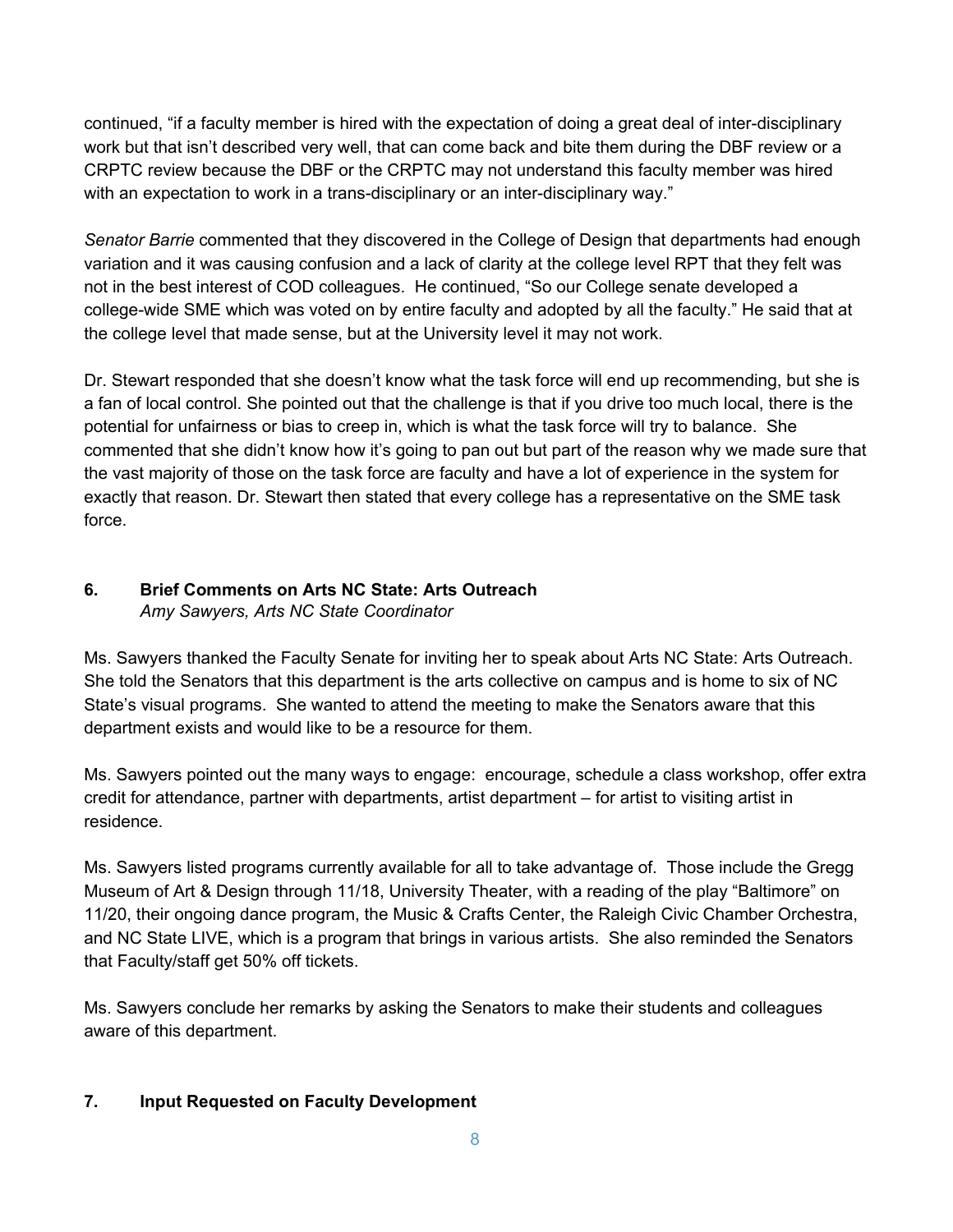continued, "if a faculty member is hired with the expectation of doing a great deal of inter-disciplinary work but that isn't described very well, that can come back and bite them during the DBF review or a CRPTC review because the DBF or the CRPTC may not understand this faculty member was hired with an expectation to work in a trans-disciplinary or an inter-disciplinary way."

*Senator Barrie* commented that they discovered in the College of Design that departments had enough variation and it was causing confusion and a lack of clarity at the college level RPT that they felt was not in the best interest of COD colleagues. He continued, "So our College senate developed a college-wide SME which was voted on by entire faculty and adopted by all the faculty." He said that at the college level that made sense, but at the University level it may not work.

Dr. Stewart responded that she doesn't know what the task force will end up recommending, but she is a fan of local control. She pointed out that the challenge is that if you drive too much local, there is the potential for unfairness or bias to creep in, which is what the task force will try to balance. She commented that she didn't know how it's going to pan out but part of the reason why we made sure that the vast majority of those on the task force are faculty and have a lot of experience in the system for exactly that reason. Dr. Stewart then stated that every college has a representative on the SME task force.

## 6. Brief Comments on Arts NC State: Arts Outreach

*Amy Sawyers, Arts NC State Coordinator*

Ms. Sawyers thanked the Faculty Senate for inviting her to speak about Arts NC State: Arts Outreach. She told the Senators that this department is the arts collective on campus and is home to six of NC State's visual programs. She wanted to attend the meeting to make the Senators aware that this department exists and would like to be a resource for them.

Ms. Sawyers pointed out the many ways to engage: encourage, schedule a class workshop, offer extra credit for attendance, partner with departments, artist department – for artist to visiting artist in residence.

Ms. Sawyers listed programs currently available for all to take advantage of. Those include the Gregg Museum of Art & Design through 11/18, University Theater, with a reading of the play "Baltimore" on 11/20, their ongoing dance program, the Music & Crafts Center, the Raleigh Civic Chamber Orchestra, and NC State LIVE, which is a program that brings in various artists. She also reminded the Senators that Faculty/staff get 50% off tickets.

Ms. Sawyers conclude her remarks by asking the Senators to make their students and colleagues aware of this department.

## 7. Input Requested on Faculty Development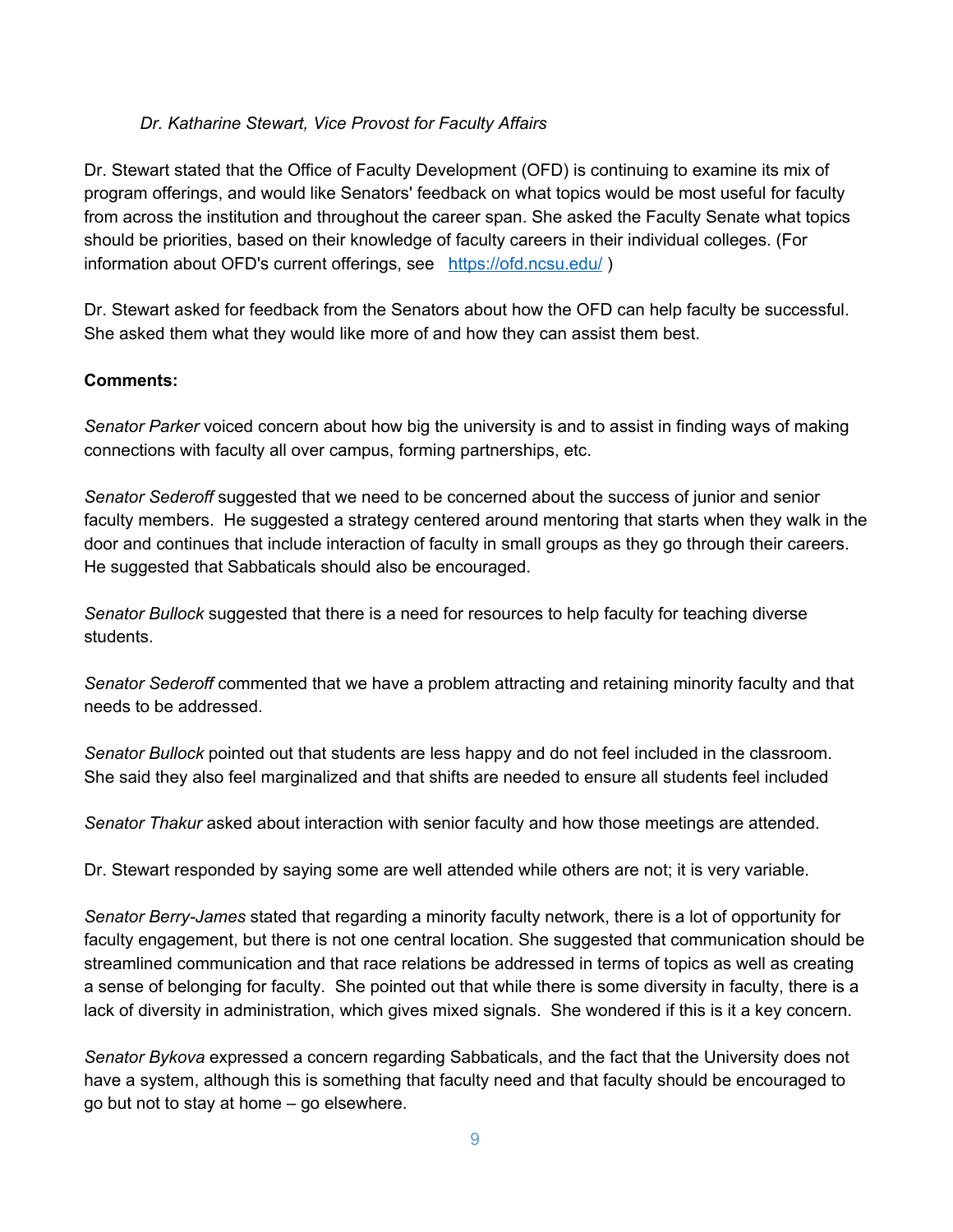*Dr. Katharine Stewart, Vice Provost for Faculty Affairs*

Dr. Stewart stated that the Office of Faculty Development (OFD) is continuing to examine its mix of program offerings, and would like Senators' feedback on what topics would be most useful for faculty from across the institution and throughout the career span. She asked the Faculty Senate what topics should be priorities, based on their knowledge of faculty careers in their individual colleges. (For information about OFD's current offerings, see [https://ofd.ncsu.edu/](https://ofd.ncsu.edu/) )

Dr. Stewart asked for feedback from the Senators about how the OFD can help faculty be successful. She asked them what they would like more of and how they can assist them best.

**Comments:**

*Senator Parker* voiced concern about how big the university is and to assist in finding ways of making connections with faculty all over campus, forming partnerships, etc.

*Senator Sederoff* suggested that we need to be concerned about the success of junior and senior faculty members. He suggested a strategy centered around mentoring that starts when they walk in the door and continues that include interaction of faculty in small groups as they go through their careers. He suggested that Sabbaticals should also be encouraged.

*Senator Bullock* suggested that there is a need for resources to help faculty for teaching diverse students.

*Senator Sederoff* commented that we have a problem attracting and retaining minority faculty and that needs to be addressed.

*Senator Bullock* pointed out that students are less happy and do not feel included in the classroom. She said they also feel marginalized and that shifts are needed to ensure all students feel included

*Senator Thakur* asked about interaction with senior faculty and how those meetings are attended.

Dr. Stewart responded by saying some are well attended while others are not; it is very variable.

*Senator Berry-James* stated that regarding a minority faculty network, there is a lot of opportunity for faculty engagement, but there is not one central location. She suggested that communication should be streamlined communication and that race relations be addressed in terms of topics as well as creating a sense of belonging for faculty. She pointed out that while there is some diversity in faculty, there is a lack of diversity in administration, which gives mixed signals. She wondered if this is it a key concern.

*Senator Bykova* expressed a concern regarding Sabbaticals, and the fact that the University does not have a system, although this is something that faculty need and that faculty should be encouraged to go but not to stay at home – go elsewhere.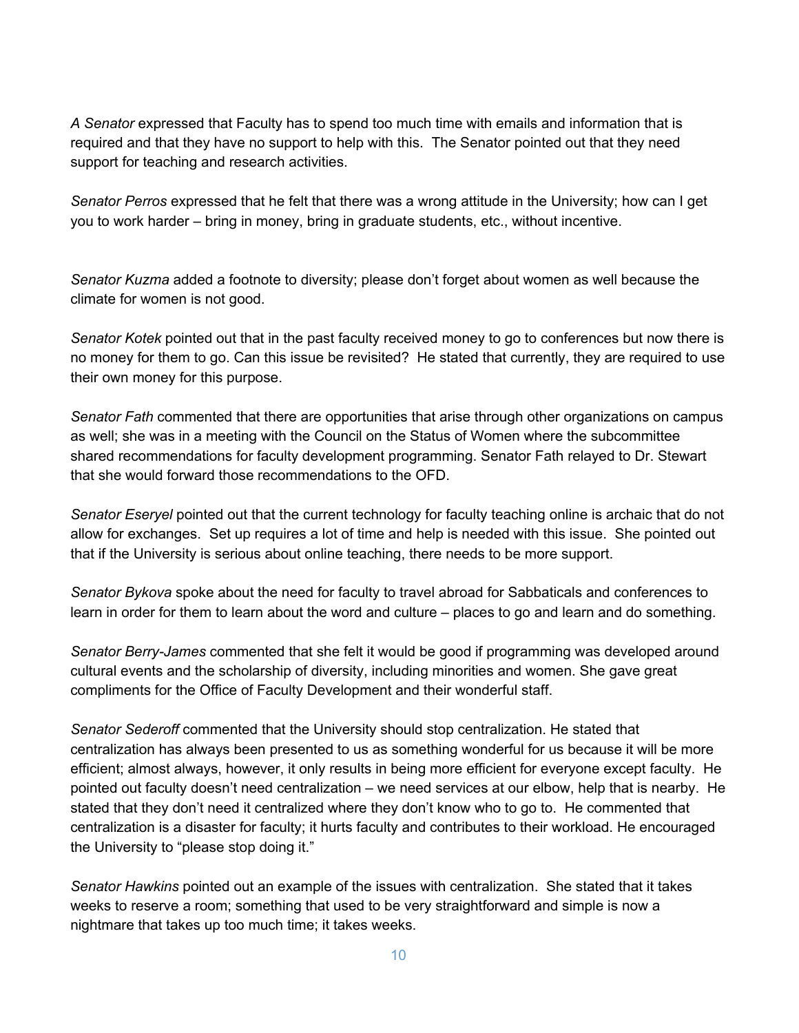*A Senator* expressed that Faculty has to spend too much time with emails and information that is required and that they have no support to help with this. The Senator pointed out that they need support for teaching and research activities.

*Senator Perros* expressed that he felt that there was a wrong attitude in the University; how can I get you to work harder – bring in money, bring in graduate students, etc., without incentive.

*Senator Kuzma* added a footnote to diversity; please don't forget about women as well because the climate for women is not good.

*Senator Kotek* pointed out that in the past faculty received money to go to conferences but now there is no money for them to go. Can this issue be revisited? He stated that currently, they are required to use their own money for this purpose.

*Senator Fath* commented that there are opportunities that arise through other organizations on campus as well; she was in a meeting with the Council on the Status of Women where the subcommittee shared recommendations for faculty development programming. Senator Fath relayed to Dr. Stewart that she would forward those recommendations to the OFD.

*Senator Eseryel* pointed out that the current technology for faculty teaching online is archaic that do not allow for exchanges. Set up requires a lot of time and help is needed with this issue. She pointed out that if the University is serious about online teaching, there needs to be more support.

*Senator Bykova* spoke about the need for faculty to travel abroad for Sabbaticals and conferences to learn in order for them to learn about the word and culture – places to go and learn and do something.

*Senator Berry-James* commented that she felt it would be good if programming was developed around cultural events and the scholarship of diversity, including minorities and women. She gave great compliments for the Office of Faculty Development and their wonderful staff.

*Senator Sederoff* commented that the University should stop centralization. He stated that centralization has always been presented to us as something wonderful for us because it will be more efficient; almost always, however, it only results in being more efficient for everyone except faculty. He pointed out faculty doesn't need centralization – we need services at our elbow, help that is nearby. He stated that they don't need it centralized where they don't know who to go to. He commented that centralization is a disaster for faculty; it hurts faculty and contributes to their workload. He encouraged the University to "please stop doing it."

*Senator Hawkins* pointed out an example of the issues with centralization. She stated that it takes weeks to reserve a room; something that used to be very straightforward and simple is now a nightmare that takes up too much time; it takes weeks.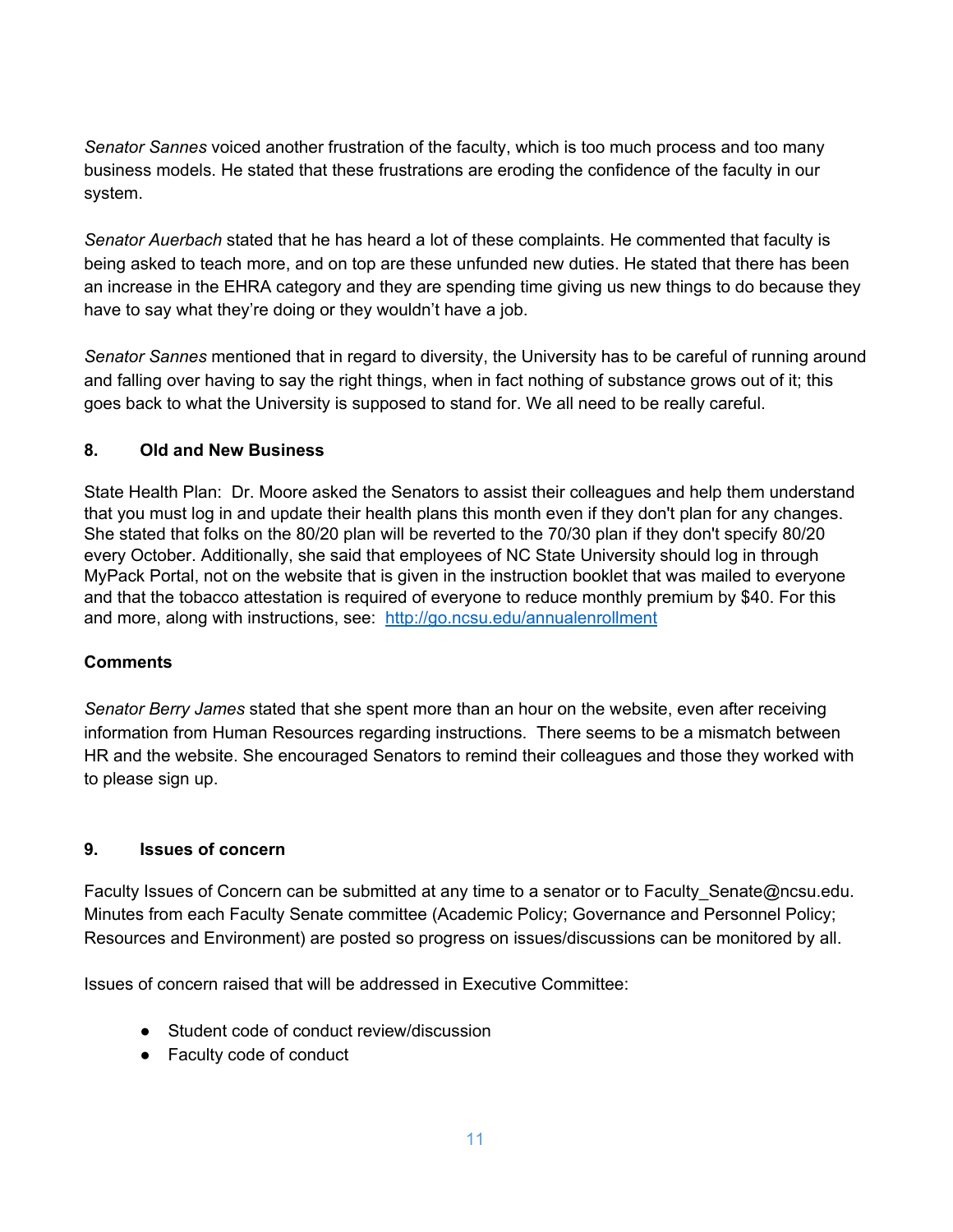*Senator Sannes* voiced another frustration of the faculty, which is too much process and too many business models. He stated that these frustrations are eroding the confidence of the faculty in our system.

*Senator Auerbach* stated that he has heard a lot of these complaints. He commented that faculty is being asked to teach more, and on top are these unfunded new duties. He stated that there has been an increase in the EHRA category and they are spending time giving us new things to do because they have to say what they're doing or they wouldn't have a job.

*Senator Sannes* mentioned that in regard to diversity, the University has to be careful of running around and falling over having to say the right things, when in fact nothing of substance grows out of it; this goes back to what the University is supposed to stand for. We all need to be really careful.

### 8. Old and New Business

State Health Plan: Dr. Moore asked the Senators to assist their colleagues and help them understand that you must log in and update their health plans this month even if they don't plan for any changes. She stated that folks on the 80/20 plan will be reverted to the 70/30 plan if they don't specify 80/20 every October. Additionally, she said that employees of NC State University should log in through MyPack Portal, not on the website that is given in the instruction booklet that was mailed to everyone and that the tobacco attestation is required of everyone to reduce monthly premium by $40. For this and more, along with instructions, see: [http://go.ncsu.edu/annualenrollment](http://go.ncsu.edu/annualenrollment)

**Comments**

*Senator Berry James* stated that she spent more than an hour on the website, even after receiving information from Human Resources regarding instructions. There seems to be a mismatch between HR and the website. She encouraged Senators to remind their colleagues and those they worked with to please sign up.

### 9. Issues of concern

Faculty Issues of Concern can be submitted at any time to a senator or to Faculty_Senate@ncsu.edu. Minutes from each Faculty Senate committee (Academic Policy; Governance and Personnel Policy; Resources and Environment) are posted so progress on issues/discussions can be monitored by all.

Issues of concern raised that will be addressed in Executive Committee:

- Student code of conduct review/discussion
- Faculty code of conduct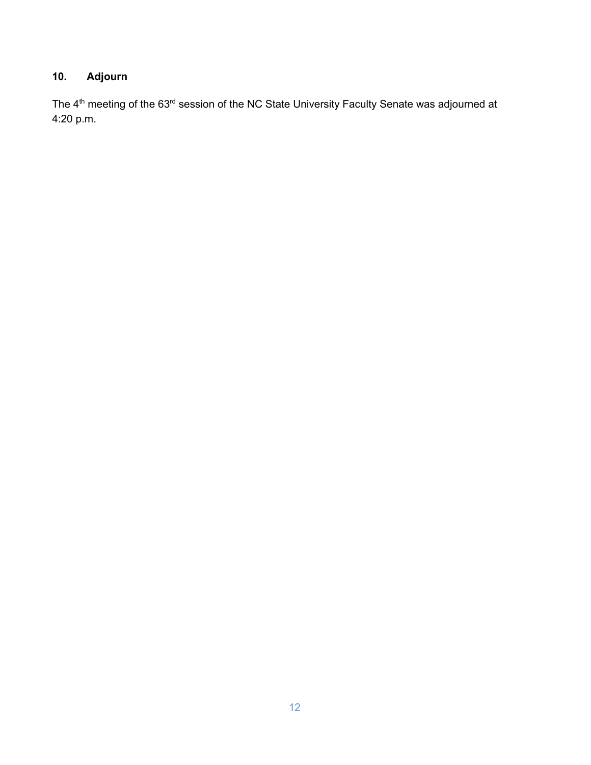### 10. Adjourn

The 4th meeting of the 63rd session of the NC State University Faculty Senate was adjourned at 4:20 p.m.